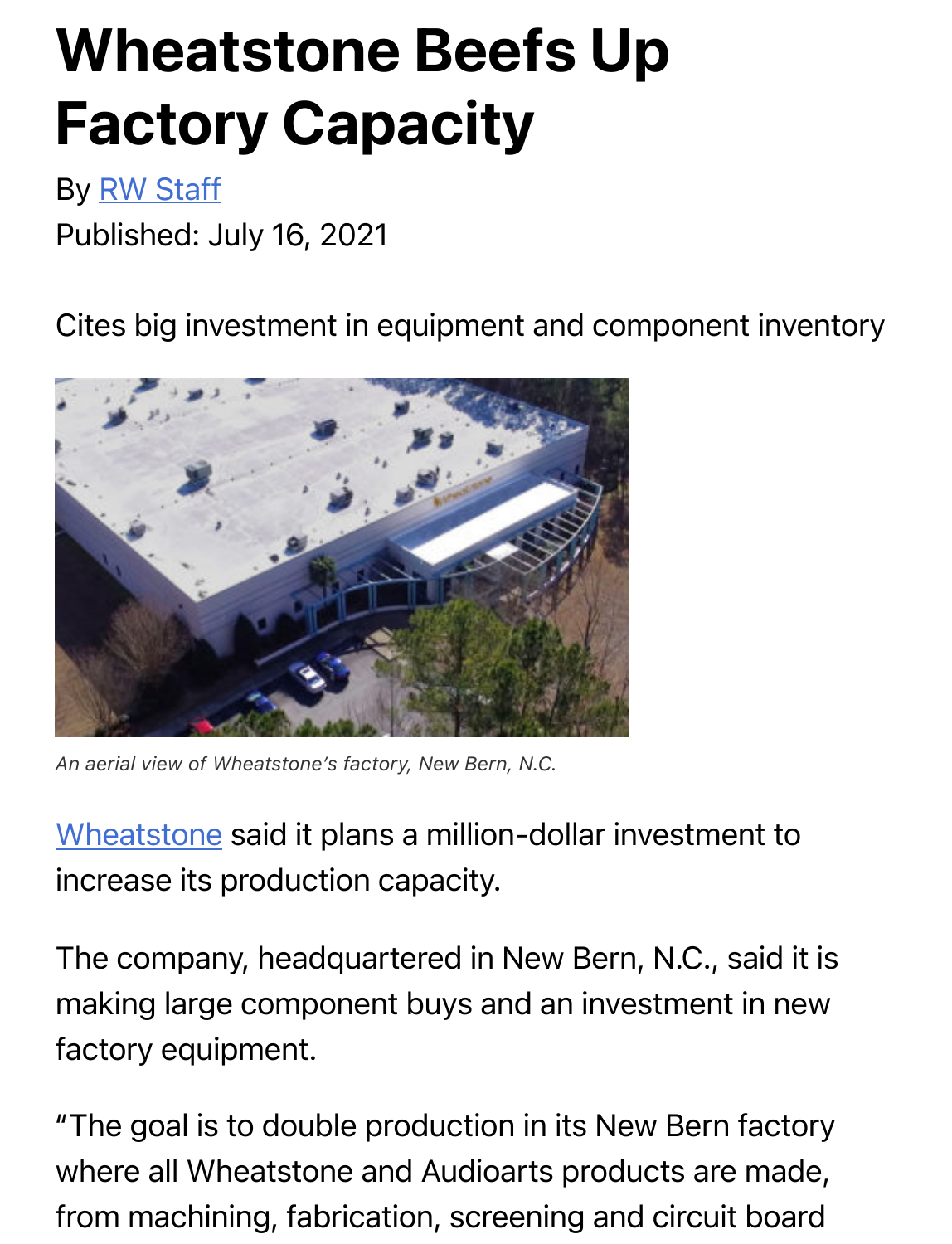# Wheatstone Beefs Up Factory Capacity

By [RW Staff]

Published: July 16, 2021

Cites big investment in equipment and component inventory

An aerial view of Wheatstone's factory, New Bern, N.C.

[Wheatstone] said it plans a million-dollar investment to increase its production capacity.

The company, headquartered in New Bern, N.C., said it is making large component buys and an investment in new factory equipment.

"The goal is to double production in its New Bern factory where all Wheatstone and Audioarts products are made, from machining, fabrication, screening and circuit board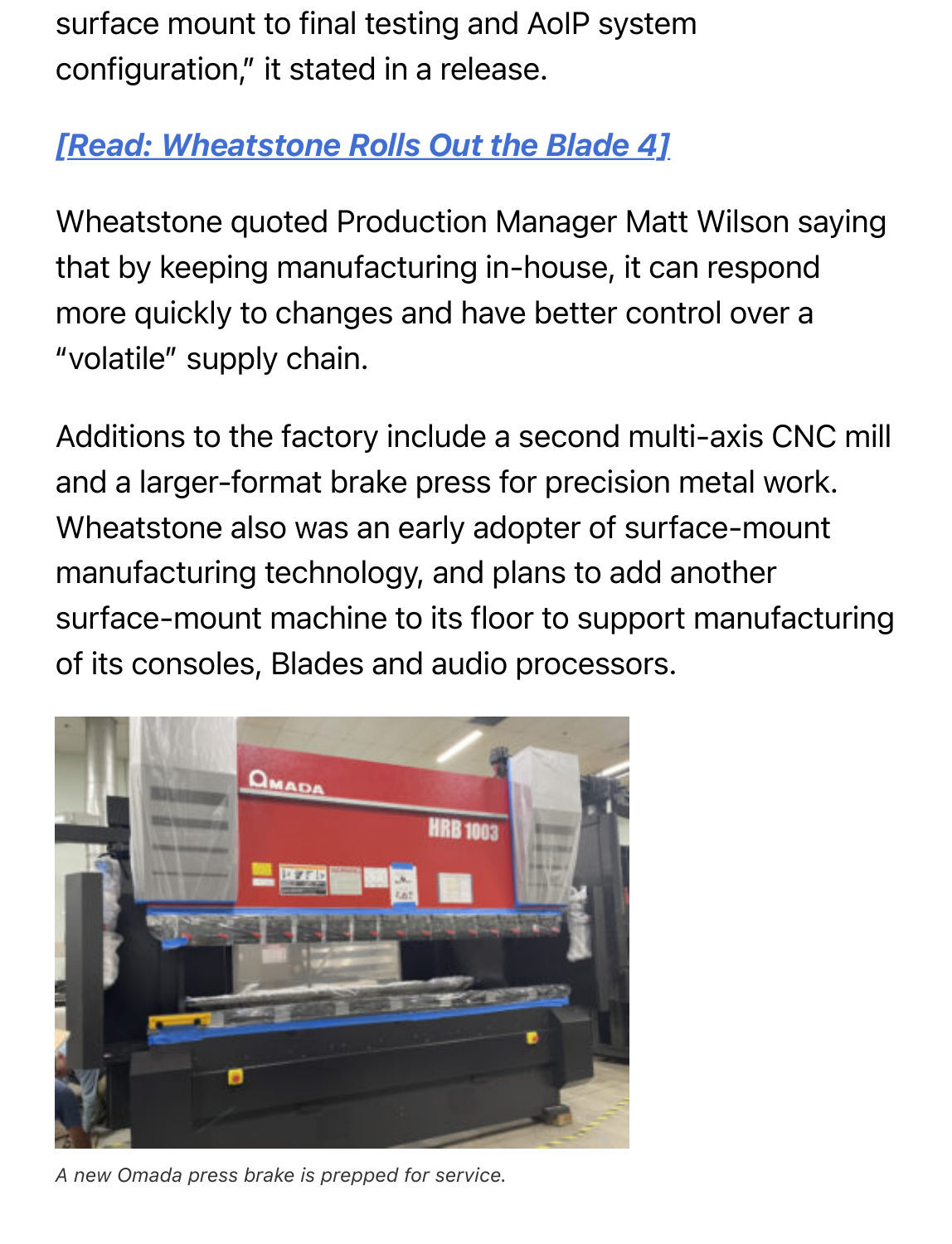surface mount to final testing and AoIP system configuration," it stated in a release.

*[Read: Wheatstone Rolls Out the Blade 4]*

Wheatstone quoted Production Manager Matt Wilson saying that by keeping manufacturing in-house, it can respond more quickly to changes and have better control over a "volatile" supply chain.

Additions to the factory include a second multi-axis CNC mill and a larger-format brake press for precision metal work. Wheatstone also was an early adopter of surface-mount manufacturing technology, and plans to add another surface-mount machine to its floor to support manufacturing of its consoles, Blades and audio processors.

*A new Omada press brake is prepped for service.*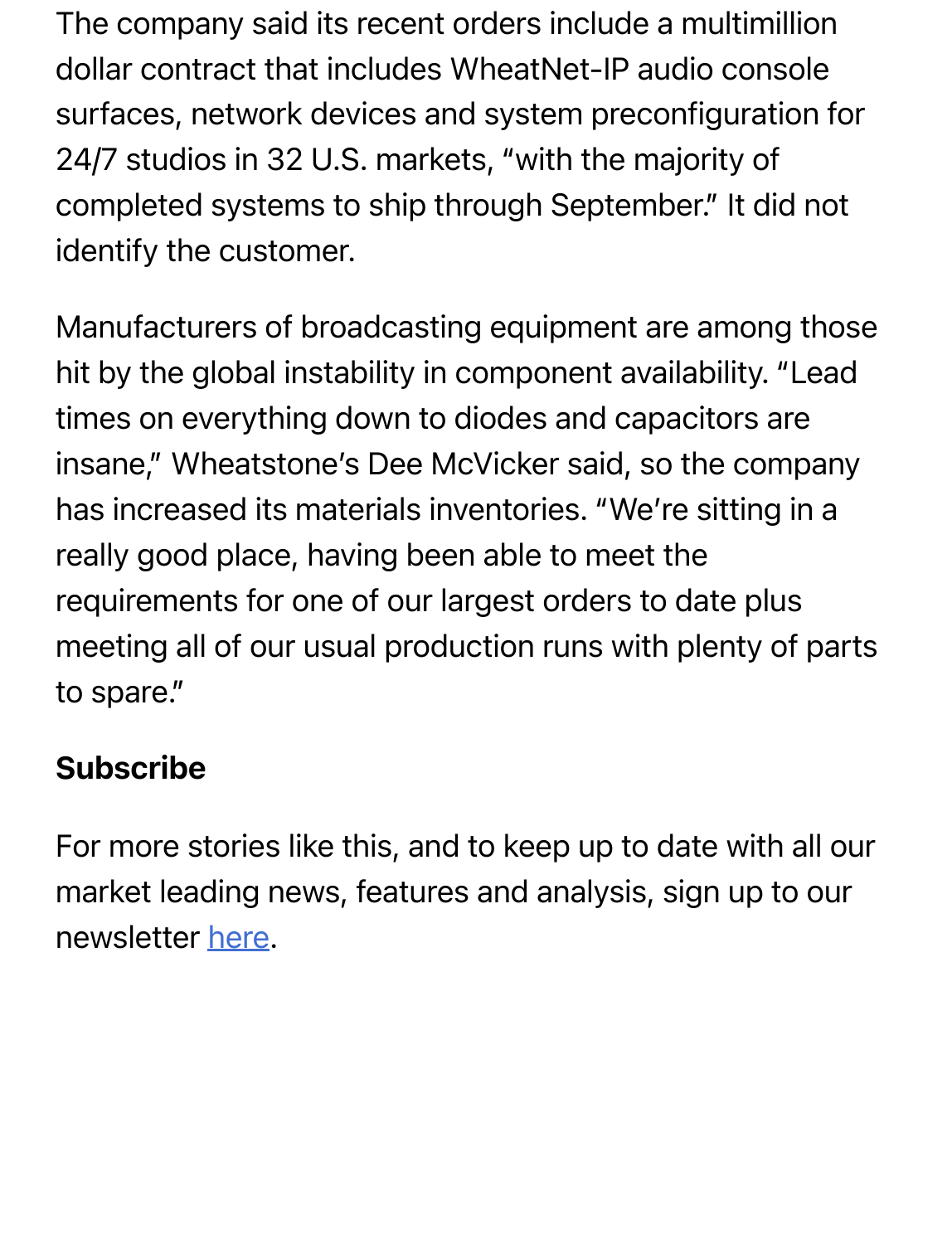The company said its recent orders include a multimillion dollar contract that includes WheatNet-IP audio console surfaces, network devices and system preconfiguration for 24/7 studios in 32 U.S. markets, "with the majority of completed systems to ship through September." It did not identify the customer.

Manufacturers of broadcasting equipment are among those hit by the global instability in component availability. "Lead times on everything down to diodes and capacitors are insane," Wheatstone's Dee McVicker said, so the company has increased its materials inventories. "We're sitting in a really good place, having been able to meet the requirements for one of our largest orders to date plus meeting all of our usual production runs with plenty of parts to spare."

**Subscribe**

For more stories like this, and to keep up to date with all our market leading news, features and analysis, sign up to our newsletter here.